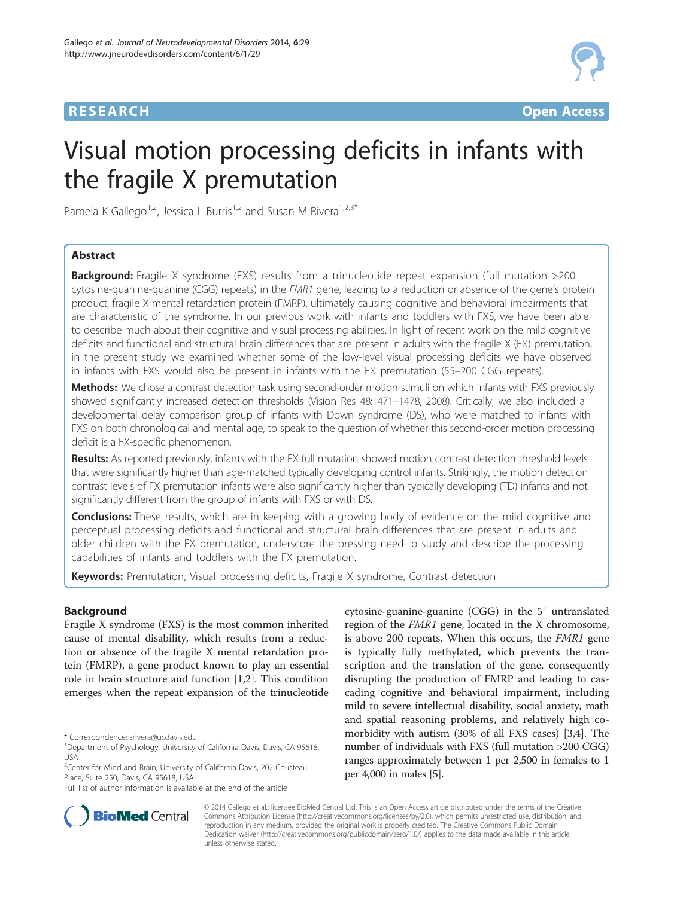**RESEARCH** **Open Access**

# Visual motion processing deficits in infants with the fragile X premutation

Pamela K Gallego[1,2], Jessica L Burris[1,2] and Susan M Rivera[1,2,3*]

## Abstract

**Background:** Fragile X syndrome (FXS) results from a trinucleotide repeat expansion (full mutation >200 cytosine-guanine-guanine (CGG) repeats) in the *FMR1* gene, leading to a reduction or absence of the gene's protein product, fragile X mental retardation protein (FMRP), ultimately causing cognitive and behavioral impairments that are characteristic of the syndrome. In our previous work with infants and toddlers with FXS, we have been able to describe much about their cognitive and visual processing abilities. In light of recent work on the mild cognitive deficits and functional and structural brain differences that are present in adults with the fragile X (FX) premutation, in the present study we examined whether some of the low-level visual processing deficits we have observed in infants with FXS would also be present in infants with the FX premutation (55–200 CGG repeats).

**Methods:** We chose a contrast detection task using second-order motion stimuli on which infants with FXS previously showed significantly increased detection thresholds (Vision Res 48:1471–1478, 2008). Critically, we also included a developmental delay comparison group of infants with Down syndrome (DS), who were matched to infants with FXS on both chronological and mental age, to speak to the question of whether this second-order motion processing deficit is a FX-specific phenomenon.

**Results:** As reported previously, infants with the FX full mutation showed motion contrast detection threshold levels that were significantly higher than age-matched typically developing control infants. Strikingly, the motion detection contrast levels of FX premutation infants were also significantly higher than typically developing (TD) infants and not significantly different from the group of infants with FXS or with DS.

**Conclusions:** These results, which are in keeping with a growing body of evidence on the mild cognitive and perceptual processing deficits and functional and structural brain differences that are present in adults and older children with the FX premutation, underscore the pressing need to study and describe the processing capabilities of infants and toddlers with the FX premutation.

**Keywords:** Premutation, Visual processing deficits, Fragile X syndrome, Contrast detection

## Background

Fragile X syndrome (FXS) is the most common inherited cause of mental disability, which results from a reduction or absence of the fragile X mental retardation protein (FMRP), a gene product known to play an essential role in brain structure and function [1,2]. This condition emerges when the repeat expansion of the trinucleotide cytosine-guanine-guanine (CGG) in the 5′ untranslated region of the *FMR1* gene, located in the X chromosome, is above 200 repeats. When this occurs, the *FMR1* gene is typically fully methylated, which prevents the transcription and the translation of the gene, consequently disrupting the production of FMRP and leading to cascading cognitive and behavioral impairment, including mild to severe intellectual disability, social anxiety, math and spatial reasoning problems, and relatively high comorbidity with autism (30% of all FXS cases) [3,4]. The number of individuals with FXS (full mutation >200 CGG) ranges approximately between 1 per 2,500 in females to 1 per 4,000 in males [5].

\* Correspondence: srivera@ucdavis.edu
[1]Department of Psychology, University of California Davis, Davis, CA 95618, USA
[2]Center for Mind and Brain, University of California Davis, 202 Cousteau Place, Suite 250, Davis, CA 95618, USA
Full list of author information is available at the end of the article

© 2014 Gallego et al.; licensee BioMed Central Ltd. This is an Open Access article distributed under the terms of the Creative Commons Attribution License (http://creativecommons.org/licenses/by/2.0), which permits unrestricted use, distribution, and reproduction in any medium, provided the original work is properly credited. The Creative Commons Public Domain Dedication waiver (http://creativecommons.org/publicdomain/zero/1.0/) applies to the data made available in this article, unless otherwise stated.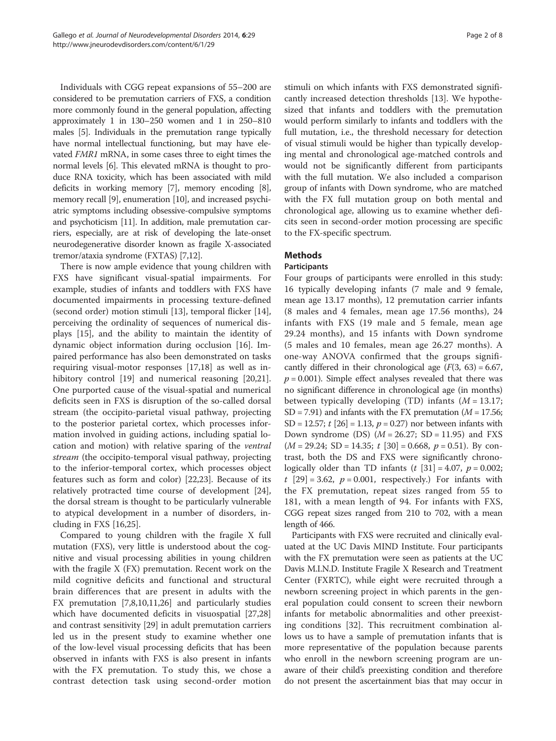Individuals with CGG repeat expansions of 55–200 are considered to be premutation carriers of FXS, a condition more commonly found in the general population, affecting approximately 1 in 130–250 women and 1 in 250–810 males [5]. Individuals in the premutation range typically have normal intellectual functioning, but may have elevated *FMR1* mRNA, in some cases three to eight times the normal levels [6]. This elevated mRNA is thought to produce RNA toxicity, which has been associated with mild deficits in working memory [7], memory encoding [8], memory recall [9], enumeration [10], and increased psychiatric symptoms including obsessive-compulsive symptoms and psychoticism [11]. In addition, male premutation carriers, especially, are at risk of developing the late-onset neurodegenerative disorder known as fragile X-associated tremor/ataxia syndrome (FXTAS) [7,12].

There is now ample evidence that young children with FXS have significant visual-spatial impairments. For example, studies of infants and toddlers with FXS have documented impairments in processing texture-defined (second order) motion stimuli [13], temporal flicker [14], perceiving the ordinality of sequences of numerical displays [15], and the ability to maintain the identity of dynamic object information during occlusion [16]. Impaired performance has also been demonstrated on tasks requiring visual-motor responses [17,18] as well as inhibitory control [19] and numerical reasoning [20,21]. One purported cause of the visual-spatial and numerical deficits seen in FXS is disruption of the so-called dorsal stream (the occipito-parietal visual pathway, projecting to the posterior parietal cortex, which processes information involved in guiding actions, including spatial location and motion) with relative sparing of the *ventral stream* (the occipito-temporal visual pathway, projecting to the inferior-temporal cortex, which processes object features such as form and color) [22,23]. Because of its relatively protracted time course of development [24], the dorsal stream is thought to be particularly vulnerable to atypical development in a number of disorders, including in FXS [16,25].

Compared to young children with the fragile X full mutation (FXS), very little is understood about the cognitive and visual processing abilities in young children with the fragile X (FX) premutation. Recent work on the mild cognitive deficits and functional and structural brain differences that are present in adults with the FX premutation [7,8,10,11,26] and particularly studies which have documented deficits in visuospatial [27,28] and contrast sensitivity [29] in adult premutation carriers led us in the present study to examine whether one of the low-level visual processing deficits that has been observed in infants with FXS is also present in infants with the FX premutation. To study this, we chose a contrast detection task using second-order motion stimuli on which infants with FXS demonstrated significantly increased detection thresholds [13]. We hypothesized that infants and toddlers with the premutation would perform similarly to infants and toddlers with the full mutation, i.e., the threshold necessary for detection of visual stimuli would be higher than typically developing mental and chronological age-matched controls and would not be significantly different from participants with the full mutation. We also included a comparison group of infants with Down syndrome, who are matched with the FX full mutation group on both mental and chronological age, allowing us to examine whether deficits seen in second-order motion processing are specific to the FX-specific spectrum.

## Methods

### Participants

Four groups of participants were enrolled in this study: 16 typically developing infants (7 male and 9 female, mean age 13.17 months), 12 premutation carrier infants (8 males and 4 females, mean age 17.56 months), 24 infants with FXS (19 male and 5 female, mean age 29.24 months), and 15 infants with Down syndrome (5 males and 10 females, mean age 26.27 months). A one-way ANOVA confirmed that the groups significantly differed in their chronological age ($F(3, 63) = 6.67$, $p = 0.001$). Simple effect analyses revealed that there was no significant difference in chronological age (in months) between typically developing (TD) infants ($M = 13.17$; $SD = 7.91$) and infants with the FX premutation ($M = 17.56$; $SD = 12.57$; $t\ [26] = 1.13$, $p = 0.27$) nor between infants with Down syndrome (DS) ($M = 26.27$; $SD = 11.95$) and FXS ($M = 29.24$; $SD = 14.35$; $t\ [30] = 0.668$, $p = 0.51$). By contrast, both the DS and FXS were significantly chronologically older than TD infants ($t\ [31] = 4.07$, $p = 0.002$; $t\ [29] = 3.62$, $p = 0.001$, respectively.) For infants with the FX premutation, repeat sizes ranged from 55 to 181, with a mean length of 94. For infants with FXS, CGG repeat sizes ranged from 210 to 702, with a mean length of 466.

Participants with FXS were recruited and clinically evaluated at the UC Davis MIND Institute. Four participants with the FX premutation were seen as patients at the UC Davis M.I.N.D. Institute Fragile X Research and Treatment Center (FXRTC), while eight were recruited through a newborn screening project in which parents in the general population could consent to screen their newborn infants for metabolic abnormalities and other preexisting conditions [32]. This recruitment combination allows us to have a sample of premutation infants that is more representative of the population because parents who enroll in the newborn screening program are unaware of their child's preexisting condition and therefore do not present the ascertainment bias that may occur in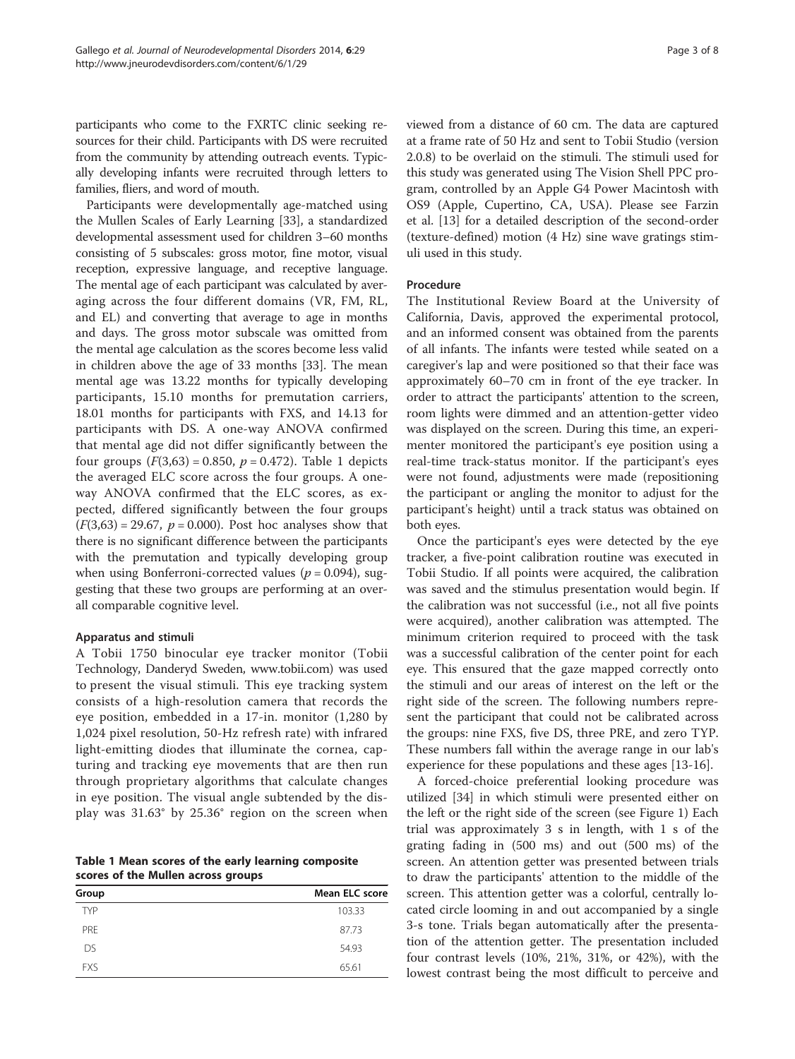participants who come to the FXRTC clinic seeking resources for their child. Participants with DS were recruited from the community by attending outreach events. Typically developing infants were recruited through letters to families, fliers, and word of mouth.

Participants were developmentally age-matched using the Mullen Scales of Early Learning [33], a standardized developmental assessment used for children 3–60 months consisting of 5 subscales: gross motor, fine motor, visual reception, expressive language, and receptive language. The mental age of each participant was calculated by averaging across the four different domains (VR, FM, RL, and EL) and converting that average to age in months and days. The gross motor subscale was omitted from the mental age calculation as the scores become less valid in children above the age of 33 months [33]. The mean mental age was 13.22 months for typically developing participants, 15.10 months for premutation carriers, 18.01 months for participants with FXS, and 14.13 for participants with DS. A one-way ANOVA confirmed that mental age did not differ significantly between the four groups ($F(3,63) = 0.850$, $p = 0.472$). Table 1 depicts the averaged ELC score across the four groups. A one-way ANOVA confirmed that the ELC scores, as expected, differed significantly between the four groups ($F(3,63) = 29.67$, $p = 0.000$). Post hoc analyses show that there is no significant difference between the participants with the premutation and typically developing group when using Bonferroni-corrected values ($p = 0.094$), suggesting that these two groups are performing at an overall comparable cognitive level.

### Apparatus and stimuli

A Tobii 1750 binocular eye tracker monitor (Tobii Technology, Danderyd Sweden, www.tobii.com) was used to present the visual stimuli. This eye tracking system consists of a high-resolution camera that records the eye position, embedded in a 17-in. monitor (1,280 by 1,024 pixel resolution, 50-Hz refresh rate) with infrared light-emitting diodes that illuminate the cornea, capturing and tracking eye movements that are then run through proprietary algorithms that calculate changes in eye position. The visual angle subtended by the display was 31.63° by 25.36° region on the screen when viewed from a distance of 60 cm. The data are captured at a frame rate of 50 Hz and sent to Tobii Studio (version 2.0.8) to be overlaid on the stimuli. The stimuli used for this study was generated using The Vision Shell PPC program, controlled by an Apple G4 Power Macintosh with OS9 (Apple, Cupertino, CA, USA). Please see Farzin et al. [13] for a detailed description of the second-order (texture-defined) motion (4 Hz) sine wave gratings stimuli used in this study.

**Table 1 Mean scores of the early learning composite scores of the Mullen across groups**

| Group | Mean ELC score |
|---|---|
| TYP | 103.33 |
| PRE | 87.73 |
| DS | 54.93 |
| FXS | 65.61 |

### Procedure

The Institutional Review Board at the University of California, Davis, approved the experimental protocol, and an informed consent was obtained from the parents of all infants. The infants were tested while seated on a caregiver's lap and were positioned so that their face was approximately 60–70 cm in front of the eye tracker. In order to attract the participants' attention to the screen, room lights were dimmed and an attention-getter video was displayed on the screen. During this time, an experimenter monitored the participant's eye position using a real-time track-status monitor. If the participant's eyes were not found, adjustments were made (repositioning the participant or angling the monitor to adjust for the participant's height) until a track status was obtained on both eyes.

Once the participant's eyes were detected by the eye tracker, a five-point calibration routine was executed in Tobii Studio. If all points were acquired, the calibration was saved and the stimulus presentation would begin. If the calibration was not successful (i.e., not all five points were acquired), another calibration was attempted. The minimum criterion required to proceed with the task was a successful calibration of the center point for each eye. This ensured that the gaze mapped correctly onto the stimuli and our areas of interest on the left or the right side of the screen. The following numbers represent the participant that could not be calibrated across the groups: nine FXS, five DS, three PRE, and zero TYP. These numbers fall within the average range in our lab's experience for these populations and these ages [13-16].

A forced-choice preferential looking procedure was utilized [34] in which stimuli were presented either on the left or the right side of the screen (see Figure 1) Each trial was approximately 3 s in length, with 1 s of the grating fading in (500 ms) and out (500 ms) of the screen. An attention getter was presented between trials to draw the participants' attention to the middle of the screen. This attention getter was a colorful, centrally located circle looming in and out accompanied by a single 3-s tone. Trials began automatically after the presentation of the attention getter. The presentation included four contrast levels (10%, 21%, 31%, or 42%), with the lowest contrast being the most difficult to perceive and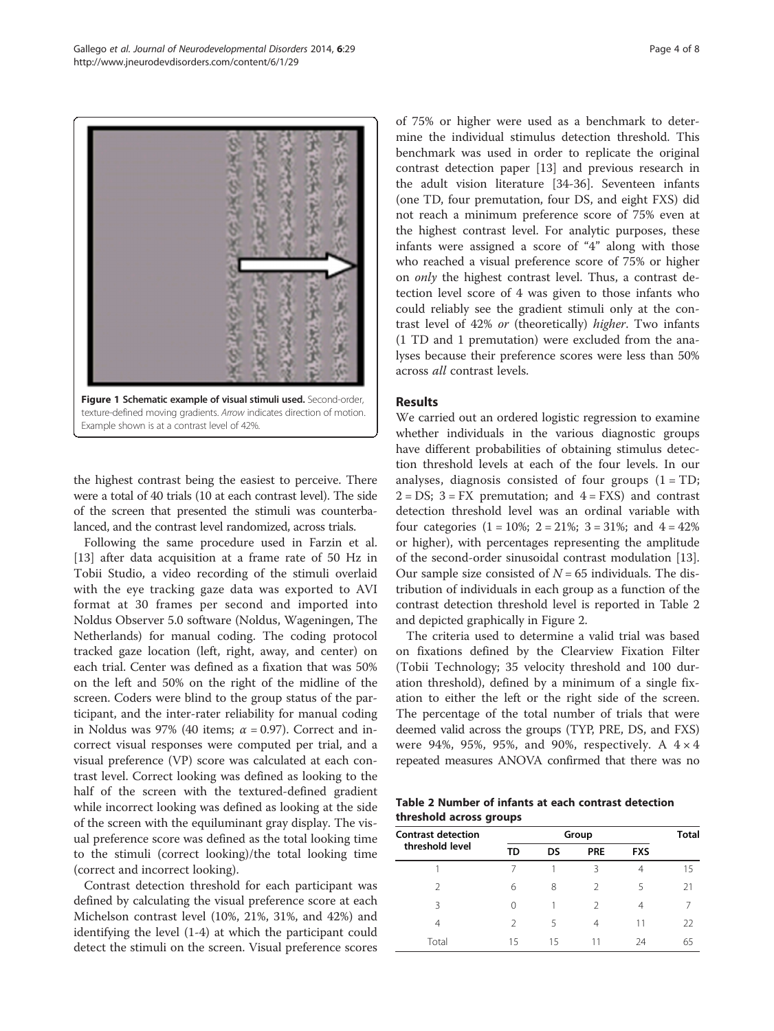Figure 1 Schematic example of visual stimuli used. Second-order, texture-defined moving gradients. *Arrow* indicates direction of motion. Example shown is at a contrast level of 42%.

the highest contrast being the easiest to perceive. There were a total of 40 trials (10 at each contrast level). The side of the screen that presented the stimuli was counterbalanced, and the contrast level randomized, across trials.

Following the same procedure used in Farzin et al. [13] after data acquisition at a frame rate of 50 Hz in Tobii Studio, a video recording of the stimuli overlaid with the eye tracking gaze data was exported to AVI format at 30 frames per second and imported into Noldus Observer 5.0 software (Noldus, Wageningen, The Netherlands) for manual coding. The coding protocol tracked gaze location (left, right, away, and center) on each trial. Center was defined as a fixation that was 50% on the left and 50% on the right of the midline of the screen. Coders were blind to the group status of the participant, and the inter-rater reliability for manual coding in Noldus was 97% (40 items; $\alpha = 0.97$). Correct and incorrect visual responses were computed per trial, and a visual preference (VP) score was calculated at each contrast level. Correct looking was defined as looking to the half of the screen with the textured-defined gradient while incorrect looking was defined as looking at the side of the screen with the equiluminant gray display. The visual preference score was defined as the total looking time to the stimuli (correct looking)/the total looking time (correct and incorrect looking).

Contrast detection threshold for each participant was defined by calculating the visual preference score at each Michelson contrast level (10%, 21%, 31%, and 42%) and identifying the level (1-4) at which the participant could detect the stimuli on the screen. Visual preference scores of 75% or higher were used as a benchmark to determine the individual stimulus detection threshold. This benchmark was used in order to replicate the original contrast detection paper [13] and previous research in the adult vision literature [34-36]. Seventeen infants (one TD, four premutation, four DS, and eight FXS) did not reach a minimum preference score of 75% even at the highest contrast level. For analytic purposes, these infants were assigned a score of "4" along with those who reached a visual preference score of 75% or higher on *only* the highest contrast level. Thus, a contrast detection level score of 4 was given to those infants who could reliably see the gradient stimuli only at the contrast level of 42% *or* (theoretically) *higher*. Two infants (1 TD and 1 premutation) were excluded from the analyses because their preference scores were less than 50% across *all* contrast levels.

## Results

We carried out an ordered logistic regression to examine whether individuals in the various diagnostic groups have different probabilities of obtaining stimulus detection threshold levels at each of the four levels. In our analyses, diagnosis consisted of four groups (1 = TD; 2 = DS; 3 = FX premutation; and 4 = FXS) and contrast detection threshold level was an ordinal variable with four categories (1 = 10%; 2 = 21%; 3 = 31%; and 4 = 42% or higher), with percentages representing the amplitude of the second-order sinusoidal contrast modulation [13]. Our sample size consisted of $N = 65$ individuals. The distribution of individuals in each group as a function of the contrast detection threshold level is reported in Table 2 and depicted graphically in Figure 2.

The criteria used to determine a valid trial was based on fixations defined by the Clearview Fixation Filter (Tobii Technology; 35 velocity threshold and 100 duration threshold), defined by a minimum of a single fixation to either the left or the right side of the screen. The percentage of the total number of trials that were deemed valid across the groups (TYP, PRE, DS, and FXS) were 94%, 95%, 95%, and 90%, respectively. A $4 \times 4$ repeated measures ANOVA confirmed that there was no

**Table 2 Number of infants at each contrast detection threshold across groups**

| Contrast detection threshold level | Group | | | | Total |
|---|---|---|---|---|---|
| | TD | DS | PRE | FXS | |
| 1 | 7 | 1 | 3 | 4 | 15 |
| 2 | 6 | 8 | 2 | 5 | 21 |
| 3 | 0 | 1 | 2 | 4 | 7 |
| 4 | 2 | 5 | 4 | 11 | 22 |
| Total | 15 | 15 | 11 | 24 | 65 |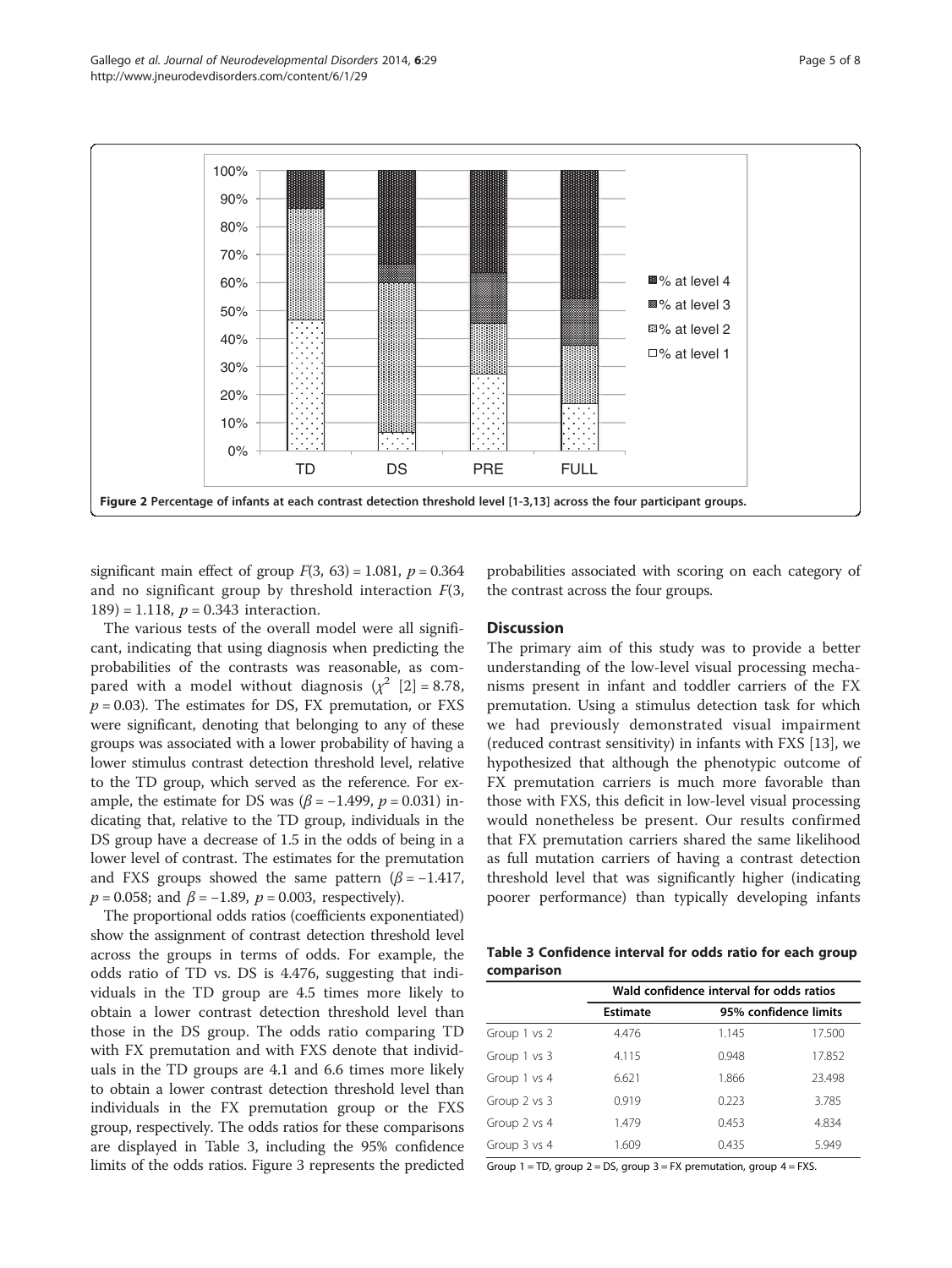100%
90%
80%
70%
60%
50%
40%
30%
20%
10%
0%
TD
DS
PRE
FULL
% at level 4
% at level 3
% at level 2
% at level 1

**Figure 2 Percentage of infants at each contrast detection threshold level [1-3,13] across the four participant groups.**

significant main effect of group $F(3, 63) = 1.081$, $p = 0.364$ and no significant group by threshold interaction $F(3, 189) = 1.118$, $p = 0.343$ interaction.

The various tests of the overall model were all significant, indicating that using diagnosis when predicting the probabilities of the contrasts was reasonable, as compared with a model without diagnosis ($\chi^2$ [2] = 8.78, $p = 0.03$). The estimates for DS, FX premutation, or FXS were significant, denoting that belonging to any of these groups was associated with a lower probability of having a lower stimulus contrast detection threshold level, relative to the TD group, which served as the reference. For example, the estimate for DS was ($\beta = -1.499$, $p = 0.031$) indicating that, relative to the TD group, individuals in the DS group have a decrease of 1.5 in the odds of being in a lower level of contrast. The estimates for the premutation and FXS groups showed the same pattern ($\beta = -1.417$, $p = 0.058$; and $\beta = -1.89$, $p = 0.003$, respectively).

The proportional odds ratios (coefficients exponentiated) show the assignment of contrast detection threshold level across the groups in terms of odds. For example, the odds ratio of TD vs. DS is 4.476, suggesting that individuals in the TD group are 4.5 times more likely to obtain a lower contrast detection threshold level than those in the DS group. The odds ratio comparing TD with FX premutation and with FXS denote that individuals in the TD groups are 4.1 and 6.6 times more likely to obtain a lower contrast detection threshold level than individuals in the FX premutation group or the FXS group, respectively. The odds ratios for these comparisons are displayed in Table 3, including the 95% confidence limits of the odds ratios. Figure 3 represents the predicted probabilities associated with scoring on each category of the contrast across the four groups.

## Discussion

The primary aim of this study was to provide a better understanding of the low-level visual processing mechanisms present in infant and toddler carriers of the FX premutation. Using a stimulus detection task for which we had previously demonstrated visual impairment (reduced contrast sensitivity) in infants with FXS [13], we hypothesized that although the phenotypic outcome of FX premutation carriers is much more favorable than those with FXS, this deficit in low-level visual processing would nonetheless be present. Our results confirmed that FX premutation carriers shared the same likelihood as full mutation carriers of having a contrast detection threshold level that was significantly higher (indicating poorer performance) than typically developing infants

**Table 3 Confidence interval for odds ratio for each group comparison**

| | Wald confidence interval for odds ratios | | |
|---|---|---|---|
| | Estimate | 95% confidence limits | |
| Group 1 vs 2 | 4.476 | 1.145 | 17.500 |
| Group 1 vs 3 | 4.115 | 0.948 | 17.852 |
| Group 1 vs 4 | 6.621 | 1.866 | 23.498 |
| Group 2 vs 3 | 0.919 | 0.223 | 3.785 |
| Group 2 vs 4 | 1.479 | 0.453 | 4.834 |
| Group 3 vs 4 | 1.609 | 0.435 | 5.949 |

Group 1 = TD, group 2 = DS, group 3 = FX premutation, group 4 = FXS.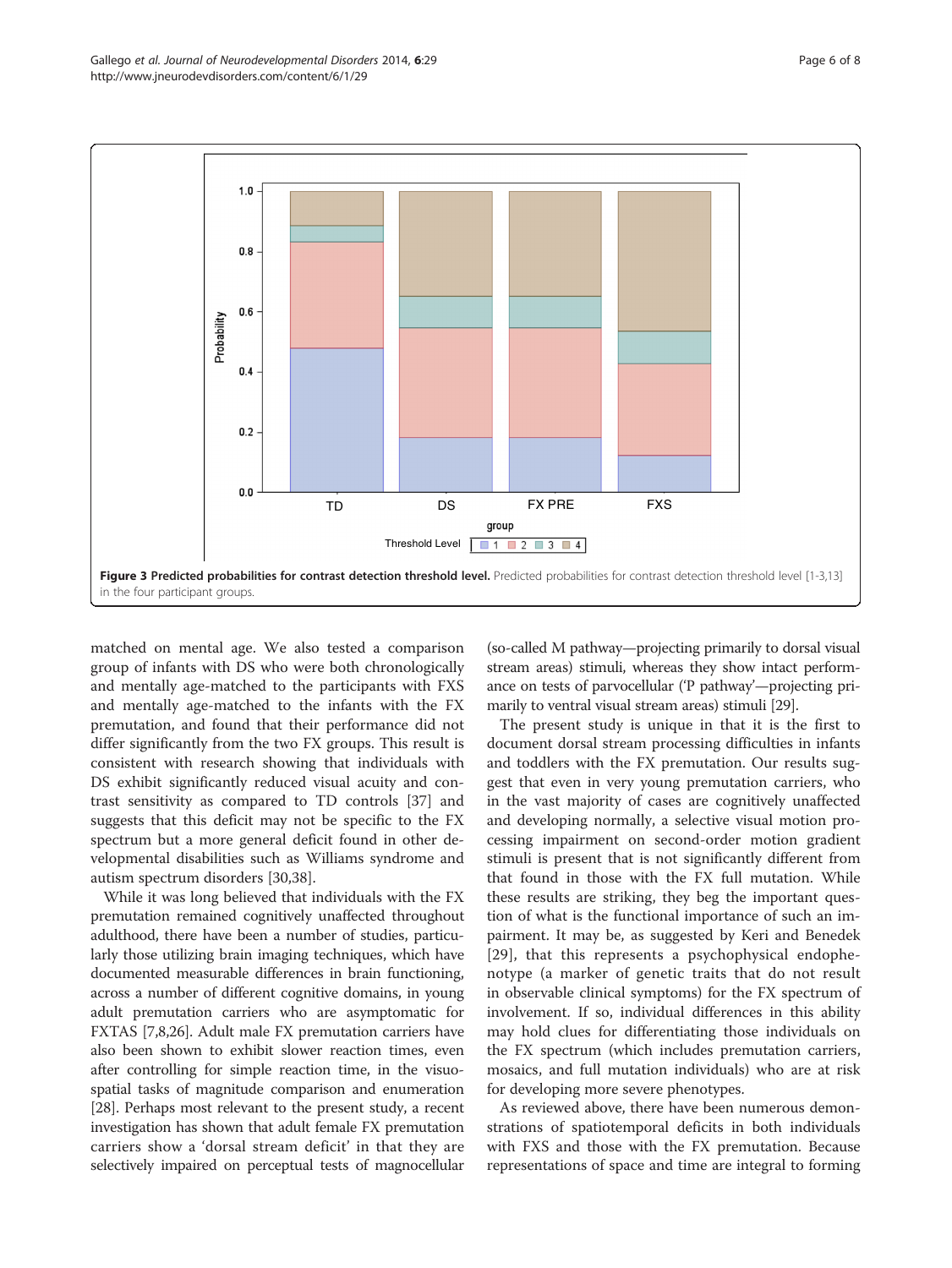1.0
0.8
0.6
0.4
0.2
0.0
Probability
TD
DS
FX PRE
FXS
group
Threshold Level 1 2 3 4

**Figure 3 Predicted probabilities for contrast detection threshold level.** Predicted probabilities for contrast detection threshold level [1-3,13] in the four participant groups.

matched on mental age. We also tested a comparison group of infants with DS who were both chronologically and mentally age-matched to the participants with FXS and mentally age-matched to the infants with the FX premutation, and found that their performance did not differ significantly from the two FX groups. This result is consistent with research showing that individuals with DS exhibit significantly reduced visual acuity and contrast sensitivity as compared to TD controls [37] and suggests that this deficit may not be specific to the FX spectrum but a more general deficit found in other developmental disabilities such as Williams syndrome and autism spectrum disorders [30,38].

While it was long believed that individuals with the FX premutation remained cognitively unaffected throughout adulthood, there have been a number of studies, particularly those utilizing brain imaging techniques, which have documented measurable differences in brain functioning, across a number of different cognitive domains, in young adult premutation carriers who are asymptomatic for FXTAS [7,8,26]. Adult male FX premutation carriers have also been shown to exhibit slower reaction times, even after controlling for simple reaction time, in the visuospatial tasks of magnitude comparison and enumeration [28]. Perhaps most relevant to the present study, a recent investigation has shown that adult female FX premutation carriers show a 'dorsal stream deficit' in that they are selectively impaired on perceptual tests of magnocellular (so-called M pathway—projecting primarily to dorsal visual stream areas) stimuli, whereas they show intact performance on tests of parvocellular ('P pathway'—projecting primarily to ventral visual stream areas) stimuli [29].

The present study is unique in that it is the first to document dorsal stream processing difficulties in infants and toddlers with the FX premutation. Our results suggest that even in very young premutation carriers, who in the vast majority of cases are cognitively unaffected and developing normally, a selective visual motion processing impairment on second-order motion gradient stimuli is present that is not significantly different from that found in those with the FX full mutation. While these results are striking, they beg the important question of what is the functional importance of such an impairment. It may be, as suggested by Keri and Benedek [29], that this represents a psychophysical endophenotype (a marker of genetic traits that do not result in observable clinical symptoms) for the FX spectrum of involvement. If so, individual differences in this ability may hold clues for differentiating those individuals on the FX spectrum (which includes premutation carriers, mosaics, and full mutation individuals) who are at risk for developing more severe phenotypes.

As reviewed above, there have been numerous demonstrations of spatiotemporal deficits in both individuals with FXS and those with the FX premutation. Because representations of space and time are integral to forming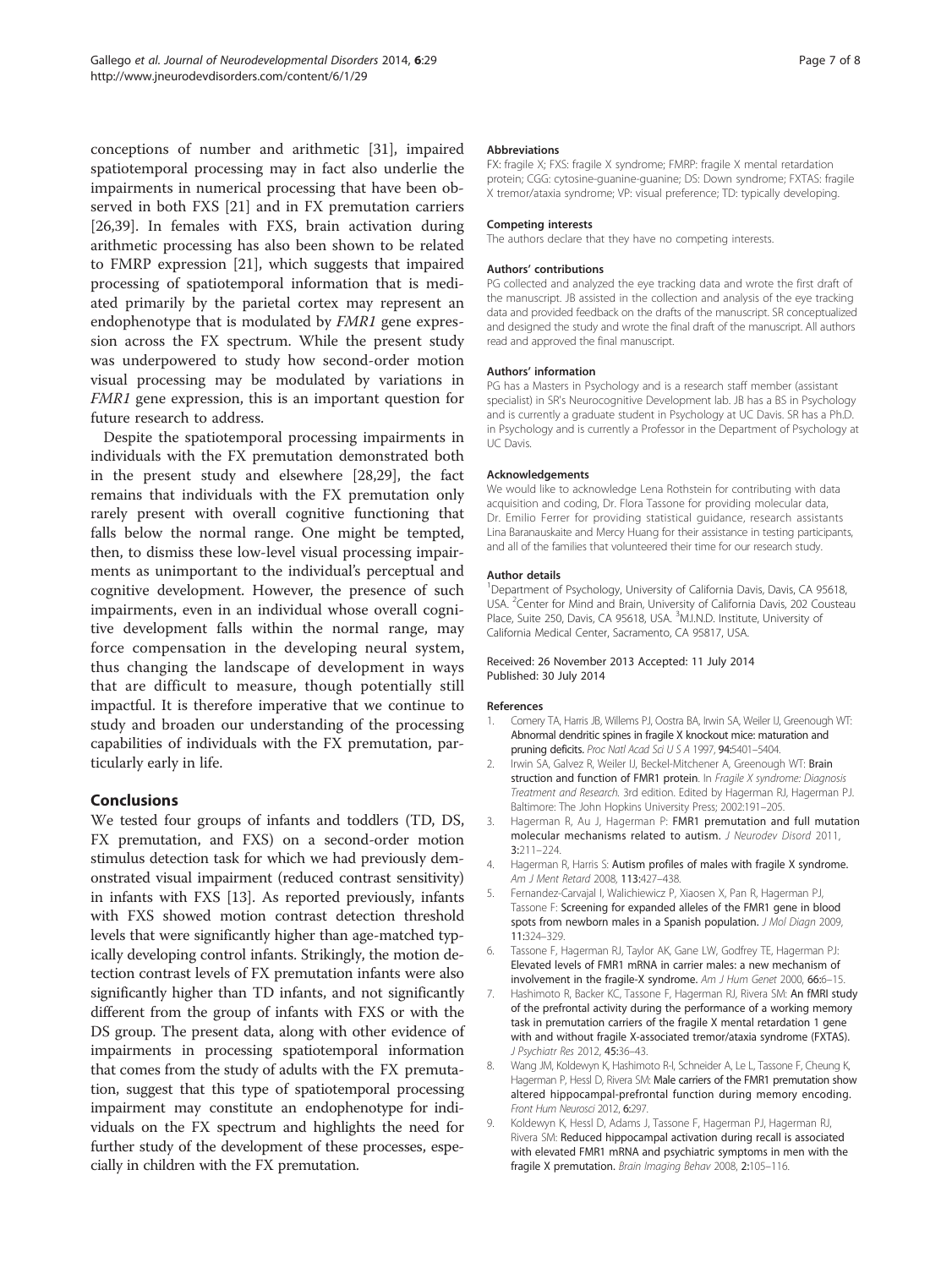conceptions of number and arithmetic [31], impaired spatiotemporal processing may in fact also underlie the impairments in numerical processing that have been observed in both FXS [21] and in FX premutation carriers [26,39]. In females with FXS, brain activation during arithmetic processing has also been shown to be related to FMRP expression [21], which suggests that impaired processing of spatiotemporal information that is mediated primarily by the parietal cortex may represent an endophenotype that is modulated by *FMR1* gene expression across the FX spectrum. While the present study was underpowered to study how second-order motion visual processing may be modulated by variations in *FMR1* gene expression, this is an important question for future research to address.

Despite the spatiotemporal processing impairments in individuals with the FX premutation demonstrated both in the present study and elsewhere [28,29], the fact remains that individuals with the FX premutation only rarely present with overall cognitive functioning that falls below the normal range. One might be tempted, then, to dismiss these low-level visual processing impairments as unimportant to the individual's perceptual and cognitive development. However, the presence of such impairments, even in an individual whose overall cognitive development falls within the normal range, may force compensation in the developing neural system, thus changing the landscape of development in ways that are difficult to measure, though potentially still impactful. It is therefore imperative that we continue to study and broaden our understanding of the processing capabilities of individuals with the FX premutation, particularly early in life.

## Conclusions

We tested four groups of infants and toddlers (TD, DS, FX premutation, and FXS) on a second-order motion stimulus detection task for which we had previously demonstrated visual impairment (reduced contrast sensitivity) in infants with FXS [13]. As reported previously, infants with FXS showed motion contrast detection threshold levels that were significantly higher than age-matched typically developing control infants. Strikingly, the motion detection contrast levels of FX premutation infants were also significantly higher than TD infants, and not significantly different from the group of infants with FXS or with the DS group. The present data, along with other evidence of impairments in processing spatiotemporal information that comes from the study of adults with the FX premutation, suggest that this type of spatiotemporal processing impairment may constitute an endophenotype for individuals on the FX spectrum and highlights the need for further study of the development of these processes, especially in children with the FX premutation.

#### Abbreviations

FX: fragile X; FXS: fragile X syndrome; FMRP: fragile X mental retardation protein; CGG: cytosine-guanine-guanine; DS: Down syndrome; FXTAS: fragile X tremor/ataxia syndrome; VP: visual preference; TD: typically developing.

#### Competing interests

The authors declare that they have no competing interests.

#### Authors' contributions

PG collected and analyzed the eye tracking data and wrote the first draft of the manuscript. JB assisted in the collection and analysis of the eye tracking data and provided feedback on the drafts of the manuscript. SR conceptualized and designed the study and wrote the final draft of the manuscript. All authors read and approved the final manuscript.

#### Authors' information

PG has a Masters in Psychology and is a research staff member (assistant specialist) in SR's Neurocognitive Development lab. JB has a BS in Psychology and is currently a graduate student in Psychology at UC Davis. SR has a Ph.D. in Psychology and is currently a Professor in the Department of Psychology at UC Davis.

#### Acknowledgements

We would like to acknowledge Lena Rothstein for contributing with data acquisition and coding, Dr. Flora Tassone for providing molecular data, Dr. Emilio Ferrer for providing statistical guidance, research assistants Lina Baranauskaite and Mercy Huang for their assistance in testing participants, and all of the families that volunteered their time for our research study.

#### Author details

[1]Department of Psychology, University of California Davis, Davis, CA 95618, USA. [2]Center for Mind and Brain, University of California Davis, 202 Cousteau Place, Suite 250, Davis, CA 95618, USA. [3]M.I.N.D. Institute, University of California Medical Center, Sacramento, CA 95817, USA.

Received: 26 November 2013 Accepted: 11 July 2014
Published: 30 July 2014

#### References

1. Comery TA, Harris JB, Willems PJ, Oostra BA, Irwin SA, Weiler IJ, Greenough WT: **Abnormal dendritic spines in fragile X knockout mice: maturation and pruning deficits.** *Proc Natl Acad Sci U S A* 1997, **94:**5401–5404.
2. Irwin SA, Galvez R, Weiler IJ, Beckel-Mitchener A, Greenough WT: **Brain struction and function of FMR1 protein.** In *Fragile X syndrome: Diagnosis Treatment and Research.* 3rd edition. Edited by Hagerman RJ, Hagerman PJ. Baltimore: The John Hopkins University Press; 2002:191–205.
3. Hagerman R, Au J, Hagerman P: **FMR1 premutation and full mutation molecular mechanisms related to autism.** *J Neurodev Disord* 2011, **3:**211–224.
4. Hagerman R, Harris S: **Autism profiles of males with fragile X syndrome.** *Am J Ment Retard* 2008, **113:**427–438.
5. Fernandez-Carvajal I, Walichiewicz P, Xiaosen X, Pan R, Hagerman PJ, Tassone F: **Screening for expanded alleles of the FMR1 gene in blood spots from newborn males in a Spanish population.** *J Mol Diagn* 2009, **11:**324–329.
6. Tassone F, Hagerman RJ, Taylor AK, Gane LW, Godfrey TE, Hagerman PJ: **Elevated levels of FMR1 mRNA in carrier males: a new mechanism of involvement in the fragile-X syndrome.** *Am J Hum Genet* 2000, **66:**6–15.
7. Hashimoto R, Backer KC, Tassone F, Hagerman RJ, Rivera SM: **An fMRI study of the prefrontal activity during the performance of a working memory task in premutation carriers of the fragile X mental retardation 1 gene with and without fragile X-associated tremor/ataxia syndrome (FXTAS).** *J Psychiatr Res* 2012, **45:**36–43.
8. Wang JM, Koldewyn K, Hashimoto R-I, Schneider A, Le L, Tassone F, Cheung K, Hagerman P, Hessl D, Rivera SM: **Male carriers of the FMR1 premutation show altered hippocampal-prefrontal function during memory encoding.** *Front Hum Neurosci* 2012, **6:**297.
9. Koldewyn K, Hessl D, Adams J, Tassone F, Hagerman PJ, Hagerman RJ, Rivera SM: **Reduced hippocampal activation during recall is associated with elevated FMR1 mRNA and psychiatric symptoms in men with the fragile X premutation.** *Brain Imaging Behav* 2008, **2:**105–116.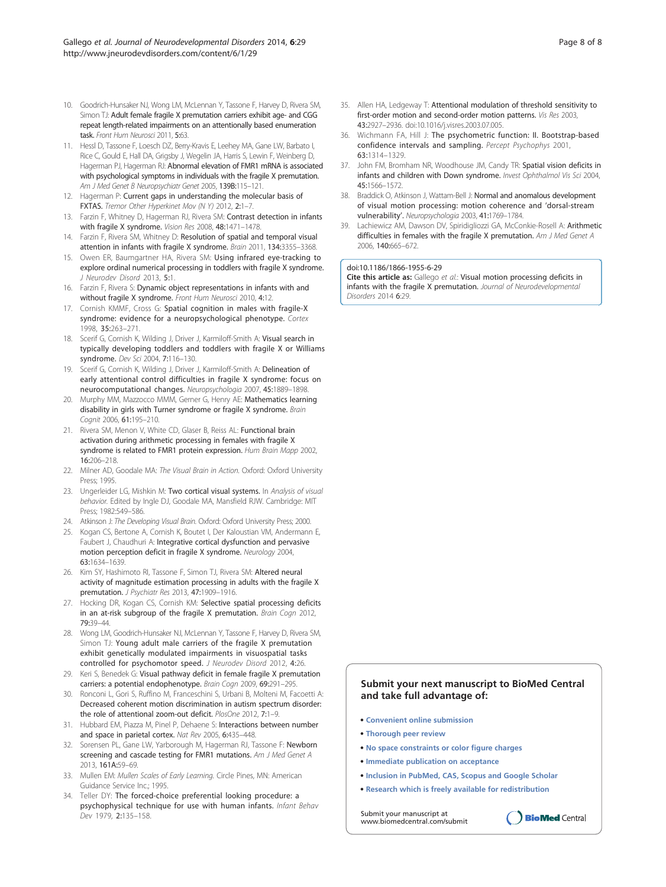10. Goodrich-Hunsaker NJ, Wong LM, McLennan Y, Tassone F, Harvey D, Rivera SM, Simon TJ: **Adult female fragile X premutation carriers exhibit age- and CGG repeat length-related impairments on an attentionally based enumeration task.** *Front Hum Neurosci* 2011, **5:**63.
11. Hessl D, Tassone F, Loesch DZ, Berry-Kravis E, Leehey MA, Gane LW, Barbato I, Rice C, Gould E, Hall DA, Grigsby J, Wegelin JA, Harris S, Lewin F, Weinberg D, Hagerman PJ, Hagerman RJ: **Abnormal elevation of FMR1 mRNA is associated with psychological symptoms in individuals with the fragile X premutation.** *Am J Med Genet B Neuropsychiatr Genet* 2005, **139B:**115–121.
12. Hagerman P: **Current gaps in understanding the molecular basis of FXTAS.** *Tremor Other Hyperkinet Mov (N Y)* 2012, **2:**1–7.
13. Farzin F, Whitney D, Hagerman RJ, Rivera SM: **Contrast detection in infants with fragile X syndrome.** *Vision Res* 2008, **48:**1471–1478.
14. Farzin F, Rivera SM, Whitney D: **Resolution of spatial and temporal visual attention in infants with fragile X syndrome.** *Brain* 2011, **134:**3355–3368.
15. Owen ER, Baumgartner HA, Rivera SM: **Using infrared eye-tracking to explore ordinal numerical processing in toddlers with fragile X syndrome.** *J Neurodev Disord* 2013, **5:**1.
16. Farzin F, Rivera S: **Dynamic object representations in infants with and without fragile X syndrome.** *Front Hum Neurosci* 2010, **4:**12.
17. Cornish KMMF, Cross G: **Spatial cognition in males with fragile-X syndrome: evidence for a neuropsychological phenotype.** *Cortex* 1998, **35:**263–271.
18. Scerif G, Cornish K, Wilding J, Driver J, Karmiloff-Smith A: **Visual search in typically developing toddlers and toddlers with fragile X or Williams syndrome.** *Dev Sci* 2004, **7:**116–130.
19. Scerif G, Cornish K, Wilding J, Driver J, Karmiloff-Smith A: **Delineation of early attentional control difficulties in fragile X syndrome: focus on neurocomputational changes.** *Neuropsychologia* 2007, **45:**1889–1898.
20. Murphy MM, Mazzocco MMM, Gerner G, Henry AE: **Mathematics learning disability in girls with Turner syndrome or fragile X syndrome.** *Brain Cognit* 2006, **61:**195–210.
21. Rivera SM, Menon V, White CD, Glaser B, Reiss AL: **Functional brain activation during arithmetic processing in females with fragile X syndrome is related to FMR1 protein expression.** *Hum Brain Mapp* 2002, **16:**206–218.
22. Milner AD, Goodale MA: *The Visual Brain in Action.* Oxford: Oxford University Press; 1995.
23. Ungerleider LG, Mishkin M: **Two cortical visual systems.** In *Analysis of visual behavior.* Edited by Ingle DJ, Goodale MA, Mansfield RJW. Cambridge: MIT Press; 1982:549–586.
24. Atkinson J: *The Developing Visual Brain.* Oxford: Oxford University Press; 2000.
25. Kogan CS, Bertone A, Cornish K, Boutet I, Der Kaloustian VM, Andermann E, Faubert J, Chaudhuri A: **Integrative cortical dysfunction and pervasive motion perception deficit in fragile X syndrome.** *Neurology* 2004, **63:**1634–1639.
26. Kim SY, Hashimoto RI, Tassone F, Simon TJ, Rivera SM: **Altered neural activity of magnitude estimation processing in adults with the fragile X premutation.** *J Psychiatr Res* 2013, **47:**1909–1916.
27. Hocking DR, Kogan CS, Cornish KM: **Selective spatial processing deficits in an at-risk subgroup of the fragile X premutation.** *Brain Cogn* 2012, **79:**39–44.
28. Wong LM, Goodrich-Hunsaker NJ, McLennan Y, Tassone F, Harvey D, Rivera SM, Simon TJ: **Young adult male carriers of the fragile X premutation exhibit genetically modulated impairments in visuospatial tasks controlled for psychomotor speed.** *J Neurodev Disord* 2012, **4:**26.
29. Keri S, Benedek G: **Visual pathway deficit in female fragile X premutation carriers: a potential endophenotype.** *Brain Cogn* 2009, **69:**291–295.
30. Ronconi L, Gori S, Ruffino M, Franceschini S, Urbani B, Molteni M, Facoetti A: **Decreased coherent motion discrimination in autism spectrum disorder: the role of attentional zoom-out deficit.** *PlosOne* 2012, **7:**1–9.
31. Hubbard EM, Piazza M, Pinel P, Dehaene S: **Interactions between number and space in parietal cortex.** *Nat Rev* 2005, **6:**435–448.
32. Sorensen PL, Gane LW, Yarborough M, Hagerman RJ, Tassone F: **Newborn screening and cascade testing for FMR1 mutations.** *Am J Med Genet A* 2013, **161A:**59–69.
33. Mullen EM: *Mullen Scales of Early Learning.* Circle Pines, MN: American Guidance Service Inc.; 1995.
34. Teller DY: **The forced-choice preferential looking procedure: a psychophysical technique for use with human infants.** *Infant Behav Dev* 1979, **2:**135–158.
35. Allen HA, Ledgeway T: **Attentional modulation of threshold sensitivity to first-order motion and second-order motion patterns.** *Vis Res* 2003, **43:**2927–2936. doi:10.1016/j.visres.2003.07.005.
36. Wichmann FA, Hill J: **The psychometric function: II. Bootstrap-based confidence intervals and sampling.** *Percept Psychophys* 2001, **63:**1314–1329.
37. John FM, Bromham NR, Woodhouse JM, Candy TR: **Spatial vision deficits in infants and children with Down syndrome.** *Invest Ophthalmol Vis Sci* 2004, **45:**1566–1572.
38. Braddick O, Atkinson J, Wattam-Bell J: **Normal and anomalous development of visual motion processing: motion coherence and 'dorsal-stream vulnerability'.** *Neuropsychologia* 2003, **41:**1769–1784.
39. Lachiewicz AM, Dawson DV, Spiridigliozzi GA, McConkie-Rosell A: **Arithmetic difficulties in females with the fragile X premutation.** *Am J Med Genet A* 2006, **140:**665–672.

doi:10.1186/1866-1955-6-29

**Cite this article as:** Gallego *et al.*: Visual motion processing deficits in infants with the fragile X premutation. *Journal of Neurodevelopmental Disorders* 2014 **6**:29.

**Submit your next manuscript to BioMed Central and take full advantage of:**

- Convenient online submission
- Thorough peer review
- No space constraints or color figure charges
- Immediate publication on acceptance
- Inclusion in PubMed, CAS, Scopus and Google Scholar
- Research which is freely available for redistribution

Submit your manuscript at www.biomedcentral.com/submit

BioMed Central